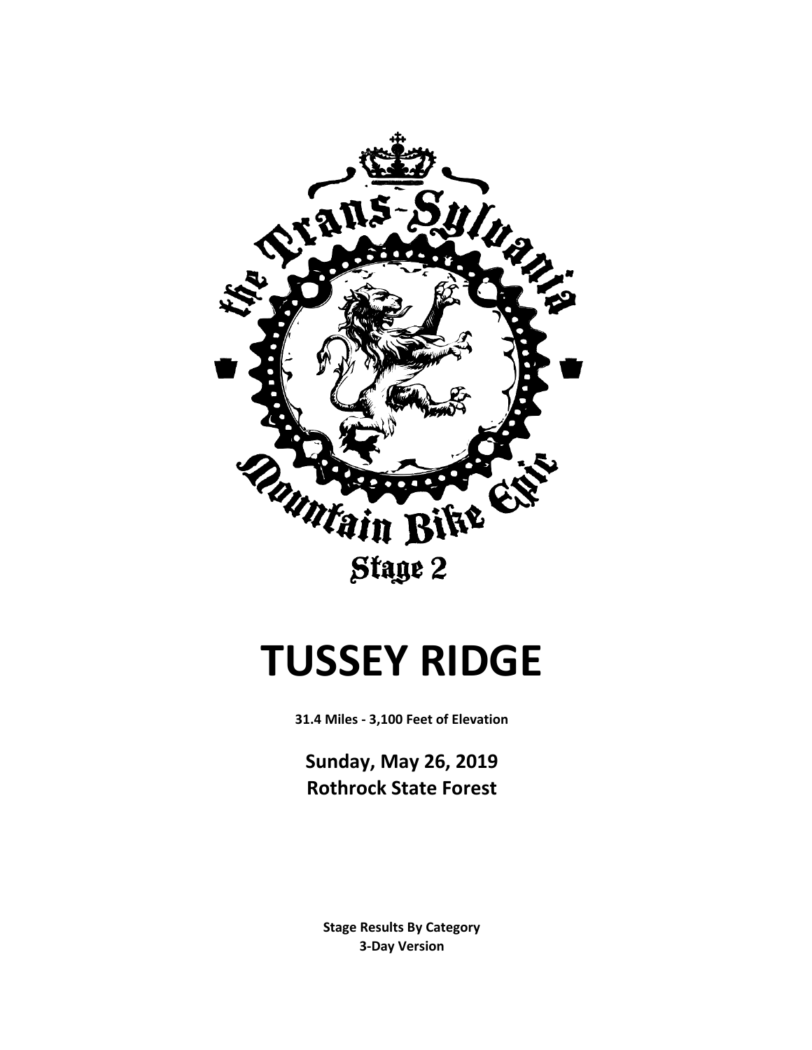the Trans-Sylvania Mountain Bike Epic

Stage 2

# TUSSEY RIDGE

**31.4 Miles - 3,100 Feet of Elevation**

**Sunday, May 26, 2019**
**Rothrock State Forest**

**Stage Results By Category**
**3-Day Version**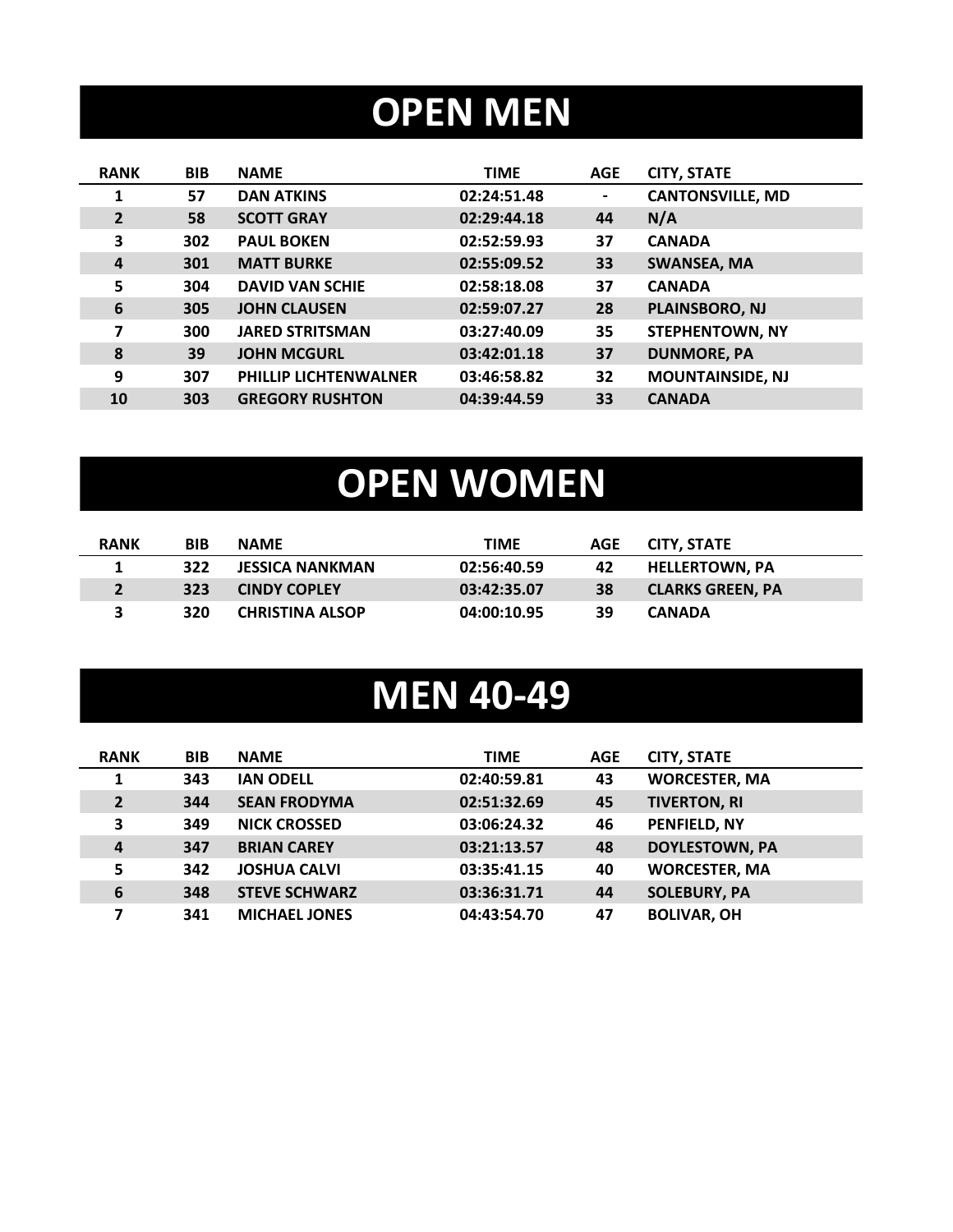# OPEN MEN

| RANK | BIB | NAME | TIME | AGE | CITY, STATE |
|---|---|---|---|---|---|
| 1 | 57 | DAN ATKINS | 02:24:51.48 | - | CANTONSVILLE, MD |
| 2 | 58 | SCOTT GRAY | 02:29:44.18 | 44 | N/A |
| 3 | 302 | PAUL BOKEN | 02:52:59.93 | 37 | CANADA |
| 4 | 301 | MATT BURKE | 02:55:09.52 | 33 | SWANSEA, MA |
| 5 | 304 | DAVID VAN SCHIE | 02:58:18.08 | 37 | CANADA |
| 6 | 305 | JOHN CLAUSEN | 02:59:07.27 | 28 | PLAINSBORO, NJ |
| 7 | 300 | JARED STRITSMAN | 03:27:40.09 | 35 | STEPHENTOWN, NY |
| 8 | 39 | JOHN MCGURL | 03:42:01.18 | 37 | DUNMORE, PA |
| 9 | 307 | PHILLIP LICHTENWALNER | 03:46:58.82 | 32 | MOUNTAINSIDE, NJ |
| 10 | 303 | GREGORY RUSHTON | 04:39:44.59 | 33 | CANADA |

# OPEN WOMEN

| RANK | BIB | NAME | TIME | AGE | CITY, STATE |
|---|---|---|---|---|---|
| 1 | 322 | JESSICA NANKMAN | 02:56:40.59 | 42 | HELLERTOWN, PA |
| 2 | 323 | CINDY COPLEY | 03:42:35.07 | 38 | CLARKS GREEN, PA |
| 3 | 320 | CHRISTINA ALSOP | 04:00:10.95 | 39 | CANADA |

# MEN 40-49

| RANK | BIB | NAME | TIME | AGE | CITY, STATE |
|---|---|---|---|---|---|
| 1 | 343 | IAN ODELL | 02:40:59.81 | 43 | WORCESTER, MA |
| 2 | 344 | SEAN FRODYMA | 02:51:32.69 | 45 | TIVERTON, RI |
| 3 | 349 | NICK CROSSED | 03:06:24.32 | 46 | PENFIELD, NY |
| 4 | 347 | BRIAN CAREY | 03:21:13.57 | 48 | DOYLESTOWN, PA |
| 5 | 342 | JOSHUA CALVI | 03:35:41.15 | 40 | WORCESTER, MA |
| 6 | 348 | STEVE SCHWARZ | 03:36:31.71 | 44 | SOLEBURY, PA |
| 7 | 341 | MICHAEL JONES | 04:43:54.70 | 47 | BOLIVAR, OH |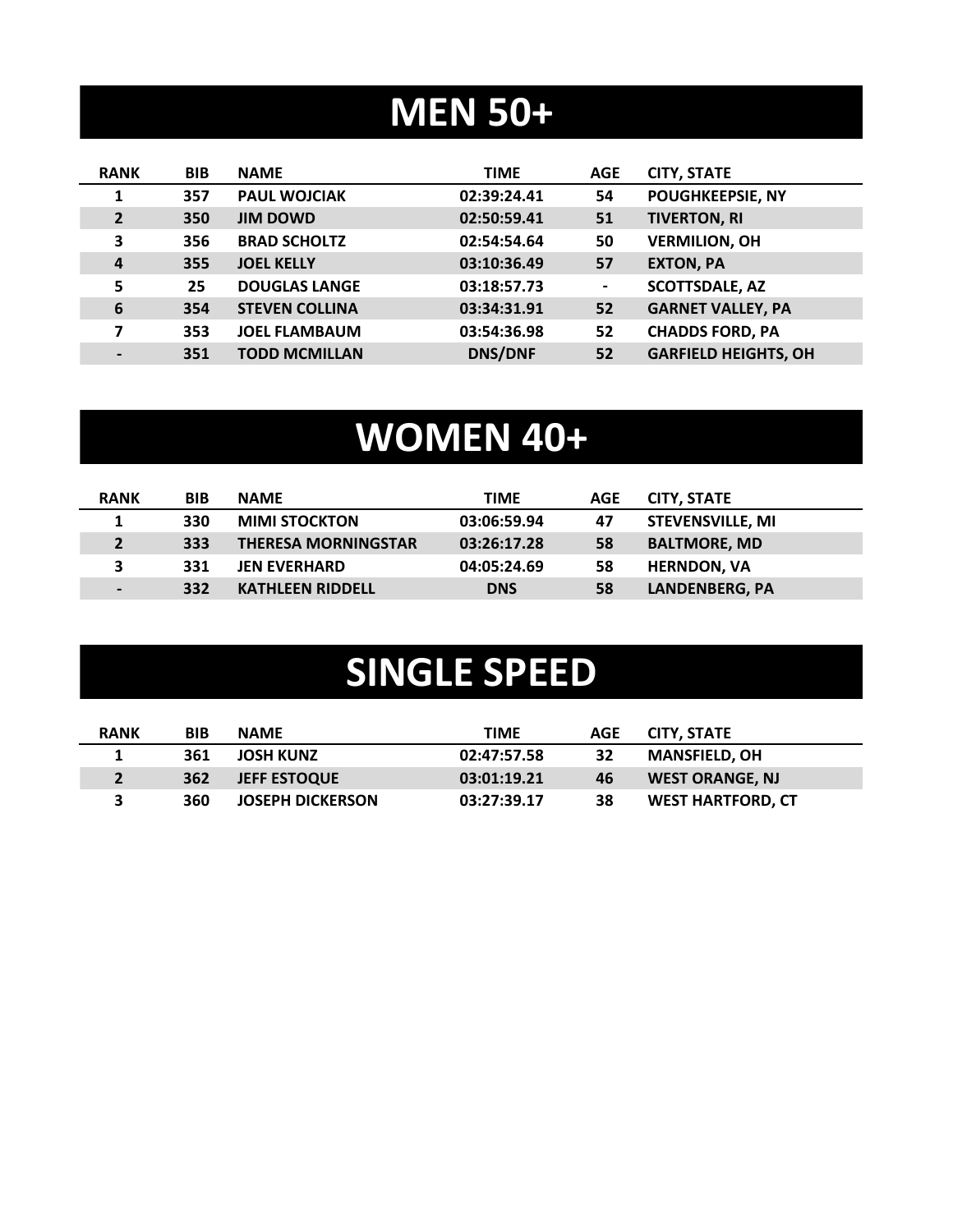# MEN 50+

| RANK | BIB | NAME | TIME | AGE | CITY, STATE |
|---|---|---|---|---|---|
| 1 | 357 | PAUL WOJCIAK | 02:39:24.41 | 54 | POUGHKEEPSIE, NY |
| 2 | 350 | JIM DOWD | 02:50:59.41 | 51 | TIVERTON, RI |
| 3 | 356 | BRAD SCHOLTZ | 02:54:54.64 | 50 | VERMILION, OH |
| 4 | 355 | JOEL KELLY | 03:10:36.49 | 57 | EXTON, PA |
| 5 | 25 | DOUGLAS LANGE | 03:18:57.73 | - | SCOTTSDALE, AZ |
| 6 | 354 | STEVEN COLLINA | 03:34:31.91 | 52 | GARNET VALLEY, PA |
| 7 | 353 | JOEL FLAMBAUM | 03:54:36.98 | 52 | CHADDS FORD, PA |
| - | 351 | TODD MCMILLAN | DNS/DNF | 52 | GARFIELD HEIGHTS, OH |

# WOMEN 40+

| RANK | BIB | NAME | TIME | AGE | CITY, STATE |
|---|---|---|---|---|---|
| 1 | 330 | MIMI STOCKTON | 03:06:59.94 | 47 | STEVENSVILLE, MI |
| 2 | 333 | THERESA MORNINGSTAR | 03:26:17.28 | 58 | BALTMORE, MD |
| 3 | 331 | JEN EVERHARD | 04:05:24.69 | 58 | HERNDON, VA |
| - | 332 | KATHLEEN RIDDELL | DNS | 58 | LANDENBERG, PA |

# SINGLE SPEED

| RANK | BIB | NAME | TIME | AGE | CITY, STATE |
|---|---|---|---|---|---|
| 1 | 361 | JOSH KUNZ | 02:47:57.58 | 32 | MANSFIELD, OH |
| 2 | 362 | JEFF ESTOQUE | 03:01:19.21 | 46 | WEST ORANGE, NJ |
| 3 | 360 | JOSEPH DICKERSON | 03:27:39.17 | 38 | WEST HARTFORD, CT |